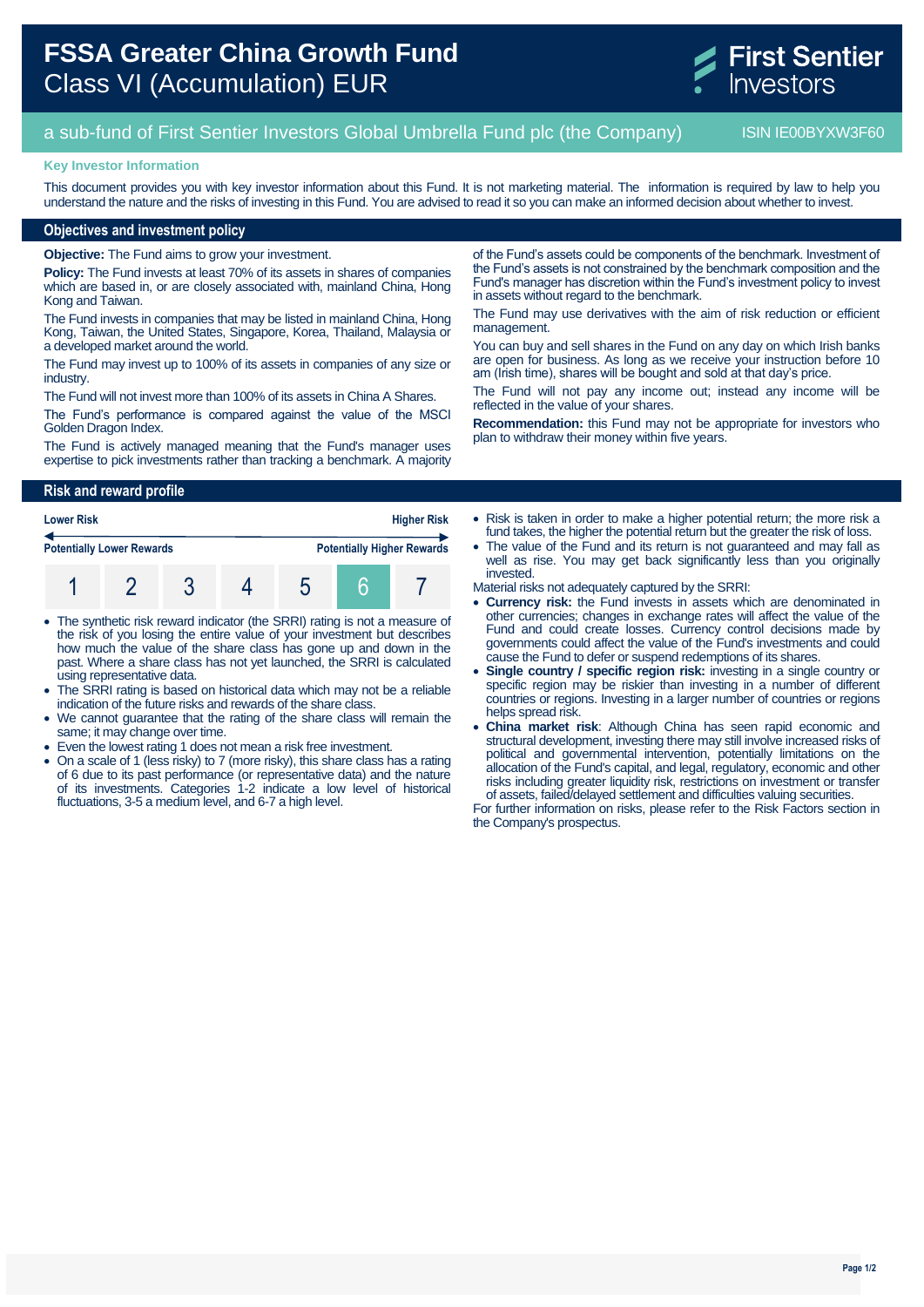# FSSA Greater China Growth Fund
Class VI (Accumulation) EUR

First Sentier Investors

a sub-fund of First Sentier Investors Global Umbrella Fund plc (the Company) ISIN IE00BYXW3F60

**Key Investor Information**

This document provides you with key investor information about this Fund. It is not marketing material. The information is required by law to help you understand the nature and the risks of investing in this Fund. You are advised to read it so you can make an informed decision about whether to invest.

## Objectives and investment policy

**Objective:** The Fund aims to grow your investment.

**Policy:** The Fund invests at least 70% of its assets in shares of companies which are based in, or are closely associated with, mainland China, Hong Kong and Taiwan.

The Fund invests in companies that may be listed in mainland China, Hong Kong, Taiwan, the United States, Singapore, Korea, Thailand, Malaysia or a developed market around the world.

The Fund may invest up to 100% of its assets in companies of any size or industry.

The Fund will not invest more than 100% of its assets in China A Shares.

The Fund's performance is compared against the value of the MSCI Golden Dragon Index.

The Fund is actively managed meaning that the Fund's manager uses expertise to pick investments rather than tracking a benchmark. A majority of the Fund's assets could be components of the benchmark. Investment of the Fund's assets is not constrained by the benchmark composition and the Fund's manager has discretion within the Fund's investment policy to invest in assets without regard to the benchmark.

The Fund may use derivatives with the aim of risk reduction or efficient management.

You can buy and sell shares in the Fund on any day on which Irish banks are open for business. As long as we receive your instruction before 10 am (Irish time), shares will be bought and sold at that day's price.

The Fund will not pay any income out; instead any income will be reflected in the value of your shares.

**Recommendation:** this Fund may not be appropriate for investors who plan to withdraw their money within five years.

## Risk and reward profile

**Lower Risk** — **Higher Risk**

**Potentially Lower Rewards** — **Potentially Higher Rewards**

| 1 | 2 | 3 | 4 | 5 | **6** | 7 |
|---|---|---|---|---|---|---|

- The synthetic risk reward indicator (the SRRI) rating is not a measure of the risk of you losing the entire value of your investment but describes how much the value of the share class has gone up and down in the past. Where a share class has not yet launched, the SRRI is calculated using representative data.
- The SRRI rating is based on historical data which may not be a reliable indication of the future risks and rewards of the share class.
- We cannot guarantee that the rating of the share class will remain the same; it may change over time.
- Even the lowest rating 1 does not mean a risk free investment.
- On a scale of 1 (less risky) to 7 (more risky), this share class has a rating of 6 due to its past performance (or representative data) and the nature of its investments. Categories 1-2 indicate a low level of historical fluctuations, 3-5 a medium level, and 6-7 a high level.
- Risk is taken in order to make a higher potential return; the more risk a fund takes, the higher the potential return but the greater the risk of loss.
- The value of the Fund and its return is not guaranteed and may fall as well as rise. You may get back significantly less than you originally invested.

Material risks not adequately captured by the SRRI:

- **Currency risk:** the Fund invests in assets which are denominated in other currencies; changes in exchange rates will affect the value of the Fund and could create losses. Currency control decisions made by governments could affect the value of the Fund's investments and could cause the Fund to defer or suspend redemptions of its shares.
- **Single country / specific region risk:** investing in a single country or specific region may be riskier than investing in a number of different countries or regions. Investing in a larger number of countries or regions helps spread risk.
- **China market risk**: Although China has seen rapid economic and structural development, investing there may still involve increased risks of political and governmental intervention, potentially limitations on the allocation of the Fund's capital, and legal, regulatory, economic and other risks including greater liquidity risk, restrictions on investment or transfer of assets, failed/delayed settlement and difficulties valuing securities.

For further information on risks, please refer to the Risk Factors section in the Company's prospectus.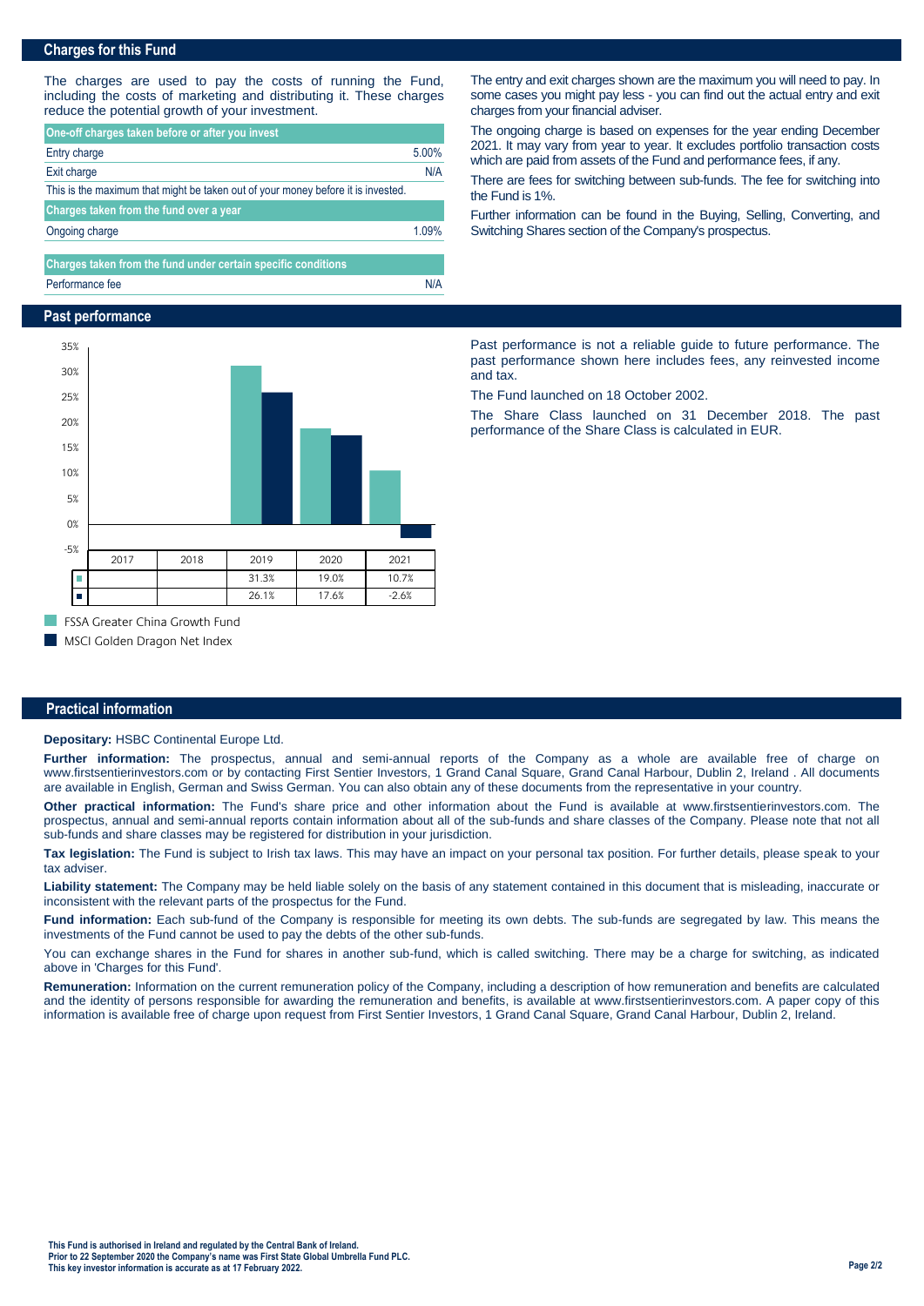## Charges for this Fund

The charges are used to pay the costs of running the Fund, including the costs of marketing and distributing it. These charges reduce the potential growth of your investment.

| One-off charges taken before or after you invest | |
|---|---|
| Entry charge | 5.00% |
| Exit charge | N/A |
| This is the maximum that might be taken out of your money before it is invested. | |
| **Charges taken from the fund over a year** | |
| Ongoing charge | 1.09% |
| **Charges taken from the fund under certain specific conditions** | |
| Performance fee | N/A |

The entry and exit charges shown are the maximum you will need to pay. In some cases you might pay less - you can find out the actual entry and exit charges from your financial adviser.

The ongoing charge is based on expenses for the year ending December 2021. It may vary from year to year. It excludes portfolio transaction costs which are paid from assets of the Fund and performance fees, if any.

There are fees for switching between sub-funds. The fee for switching into the Fund is 1%.

Further information can be found in the Buying, Selling, Converting, and Switching Shares section of the Company's prospectus.

## Past performance

35%
30%
25%
20%
15%
10%
5%
0%
-5%

2017 2018 2019 2020 2021

FSSA Greater China Growth Fund: 2019 31.3%, 2020 19.0%, 2021 10.7%

MSCI Golden Dragon Net Index: 2019 26.1%, 2020 17.6%, 2021 -2.6%

Past performance is not a reliable guide to future performance. The past performance shown here includes fees, any reinvested income and tax.

The Fund launched on 18 October 2002.

The Share Class launched on 31 December 2018. The past performance of the Share Class is calculated in EUR.

## Practical information

**Depositary:** HSBC Continental Europe Ltd.

**Further information:** The prospectus, annual and semi-annual reports of the Company as a whole are available free of charge on www.firstsentierinvestors.com or by contacting First Sentier Investors, 1 Grand Canal Square, Grand Canal Harbour, Dublin 2, Ireland . All documents are available in English, German and Swiss German. You can also obtain any of these documents from the representative in your country.

**Other practical information:** The Fund's share price and other information about the Fund is available at www.firstsentierinvestors.com. The prospectus, annual and semi-annual reports contain information about all of the sub-funds and share classes of the Company. Please note that not all sub-funds and share classes may be registered for distribution in your jurisdiction.

**Tax legislation:** The Fund is subject to Irish tax laws. This may have an impact on your personal tax position. For further details, please speak to your tax adviser.

**Liability statement:** The Company may be held liable solely on the basis of any statement contained in this document that is misleading, inaccurate or inconsistent with the relevant parts of the prospectus for the Fund.

**Fund information:** Each sub-fund of the Company is responsible for meeting its own debts. The sub-funds are segregated by law. This means the investments of the Fund cannot be used to pay the debts of the other sub-funds.

You can exchange shares in the Fund for shares in another sub-fund, which is called switching. There may be a charge for switching, as indicated above in 'Charges for this Fund'.

**Remuneration:** Information on the current remuneration policy of the Company, including a description of how remuneration and benefits are calculated and the identity of persons responsible for awarding the remuneration and benefits, is available at www.firstsentierinvestors.com. A paper copy of this information is available free of charge upon request from First Sentier Investors, 1 Grand Canal Square, Grand Canal Harbour, Dublin 2, Ireland.

**This Fund is authorised in Ireland and regulated by the Central Bank of Ireland.**
**Prior to 22 September 2020 the Company's name was First State Global Umbrella Fund PLC.**
**This key investor information is accurate as at 17 February 2022.**